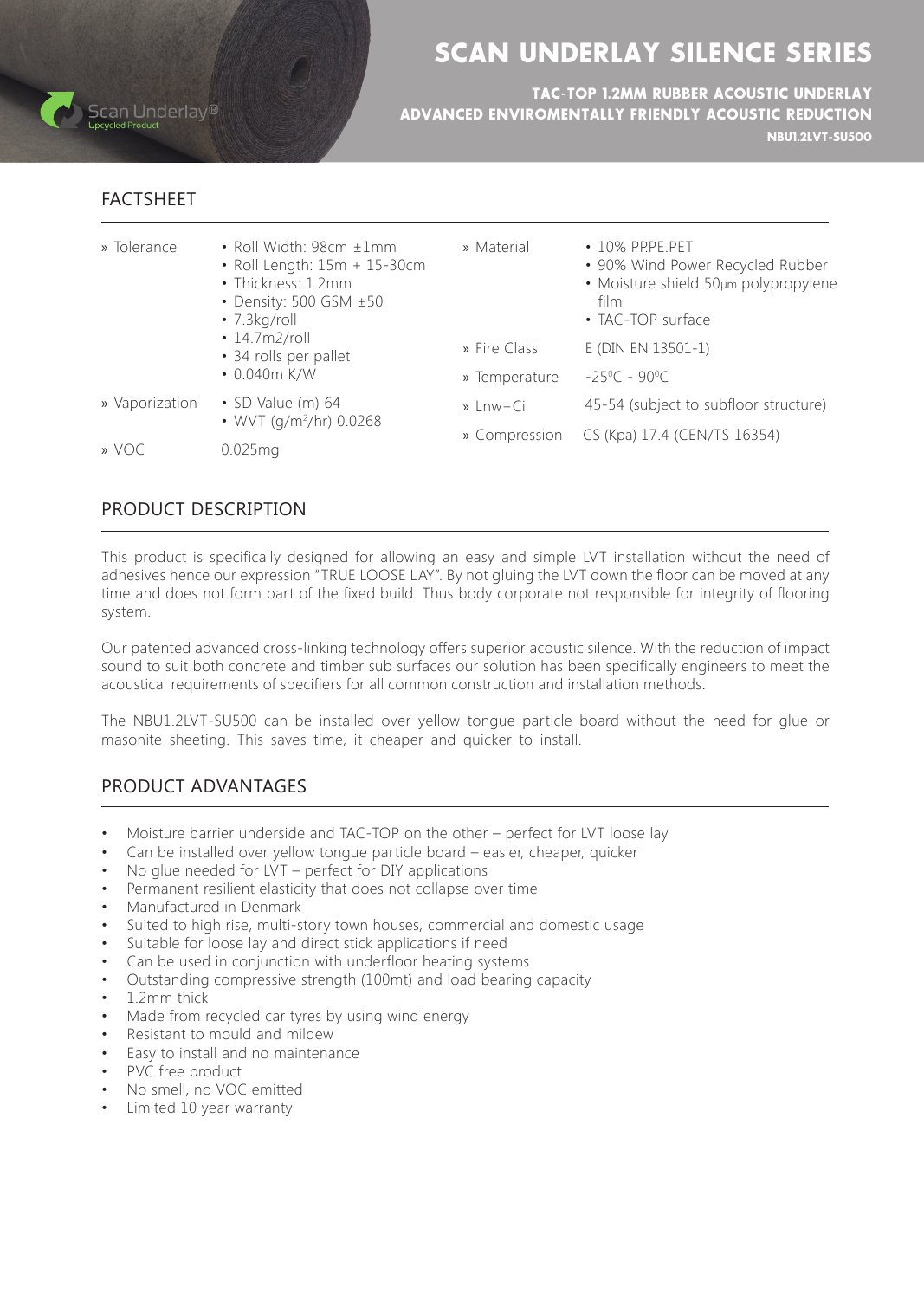Scan Underlay®
Upcycled Product

# SCAN UNDERLAY SILENCE SERIES

**TAC-TOP 1.2MM RUBBER ACOUSTIC UNDERLAY**
**ADVANCED ENVIROMENTALLY FRIENDLY ACOUSTIC REDUCTION**
**NBU1.2LVT-SU500**

## FACTSHEET

| | | | |
|---|---|---|---|
| » Tolerance | • Roll Width: 98cm ±1mm<br>• Roll Length: 15m + 15-30cm<br>• Thickness: 1.2mm<br>• Density: 500 GSM ±50<br>• 7.3kg/roll<br>• 14.7m2/roll<br>• 34 rolls per pallet<br>• 0.040m K/W | » Material | • 10% PP.PE.PET<br>• 90% Wind Power Recycled Rubber<br>• Moisture shield 50µm polypropylene film<br>• TAC-TOP surface |
| | | » Fire Class | E (DIN EN 13501-1) |
| | | » Temperature | -25⁰C - 90⁰C |
| » Vaporization | • SD Value (m) 64<br>• WVT (g/m²/hr) 0.0268 | » Lnw+Ci | 45-54 (subject to subfloor structure) |
| | | » Compression | CS (Kpa) 17.4 (CEN/TS 16354) |
| » VOC | 0.025mg | | |

## PRODUCT DESCRIPTION

This product is specifically designed for allowing an easy and simple LVT installation without the need of adhesives hence our expression "TRUE LOOSE LAY". By not gluing the LVT down the floor can be moved at any time and does not form part of the fixed build. Thus body corporate not responsible for integrity of flooring system.

Our patented advanced cross-linking technology offers superior acoustic silence. With the reduction of impact sound to suit both concrete and timber sub surfaces our solution has been specifically engineers to meet the acoustical requirements of specifiers for all common construction and installation methods.

The NBU1.2LVT-SU500 can be installed over yellow tongue particle board without the need for glue or masonite sheeting. This saves time, it cheaper and quicker to install.

## PRODUCT ADVANTAGES

- Moisture barrier underside and TAC-TOP on the other – perfect for LVT loose lay
- Can be installed over yellow tongue particle board – easier, cheaper, quicker
- No glue needed for LVT – perfect for DIY applications
- Permanent resilient elasticity that does not collapse over time
- Manufactured in Denmark
- Suited to high rise, multi-story town houses, commercial and domestic usage
- Suitable for loose lay and direct stick applications if need
- Can be used in conjunction with underfloor heating systems
- Outstanding compressive strength (100mt) and load bearing capacity
- 1.2mm thick
- Made from recycled car tyres by using wind energy
- Resistant to mould and mildew
- Easy to install and no maintenance
- PVC free product
- No smell, no VOC emitted
- Limited 10 year warranty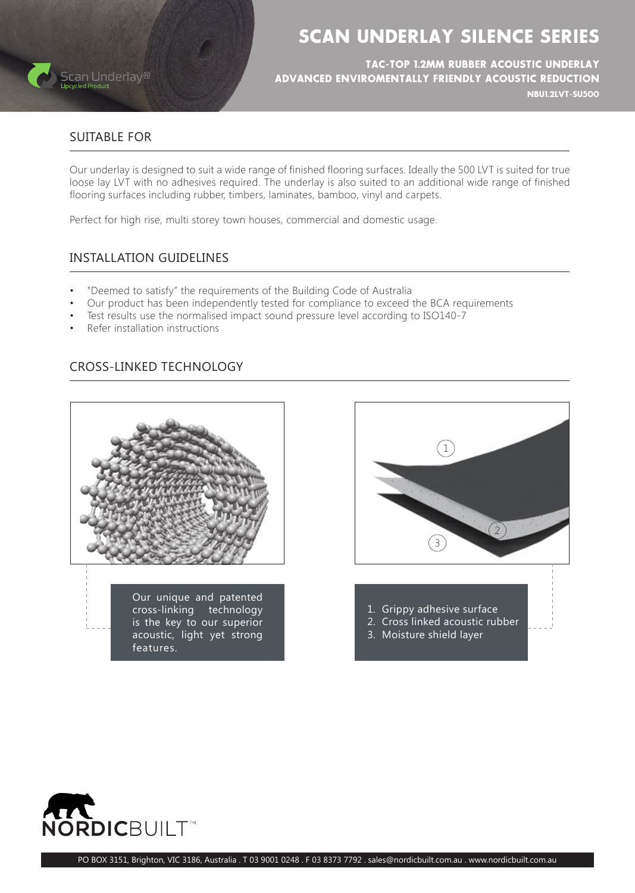# SCAN UNDERLAY SILENCE SERIES

**TAC-TOP 1.2MM RUBBER ACOUSTIC UNDERLAY**
**ADVANCED ENVIROMENTALLY FRIENDLY ACOUSTIC REDUCTION**
**NBU1.2LVT-SU500**

## SUITABLE FOR

Our underlay is designed to suit a wide range of finished flooring surfaces. Ideally the 500 LVT is suited for true loose lay LVT with no adhesives required. The underlay is also suited to an additional wide range of finished flooring surfaces including rubber, timbers, laminates, bamboo, vinyl and carpets.

Perfect for high rise, multi storey town houses, commercial and domestic usage.

## INSTALLATION GUIDELINES

- "Deemed to satisfy" the requirements of the Building Code of Australia
- Our product has been independently tested for compliance to exceed the BCA requirements
- Test results use the normalised impact sound pressure level according to ISO140-7
- Refer installation instructions

## CROSS-LINKED TECHNOLOGY

Our unique and patented cross-linking technology is the key to our superior acoustic, light yet strong features.

1. Grippy adhesive surface
2. Cross linked acoustic rubber
3. Moisture shield layer

NORDICBUILT™

PO BOX 3151, Brighton, VIC 3186, Australia . T 03 9001 0248 . F 03 8373 7792 . sales@nordicbuilt.com.au . www.nordicbuilt.com.au